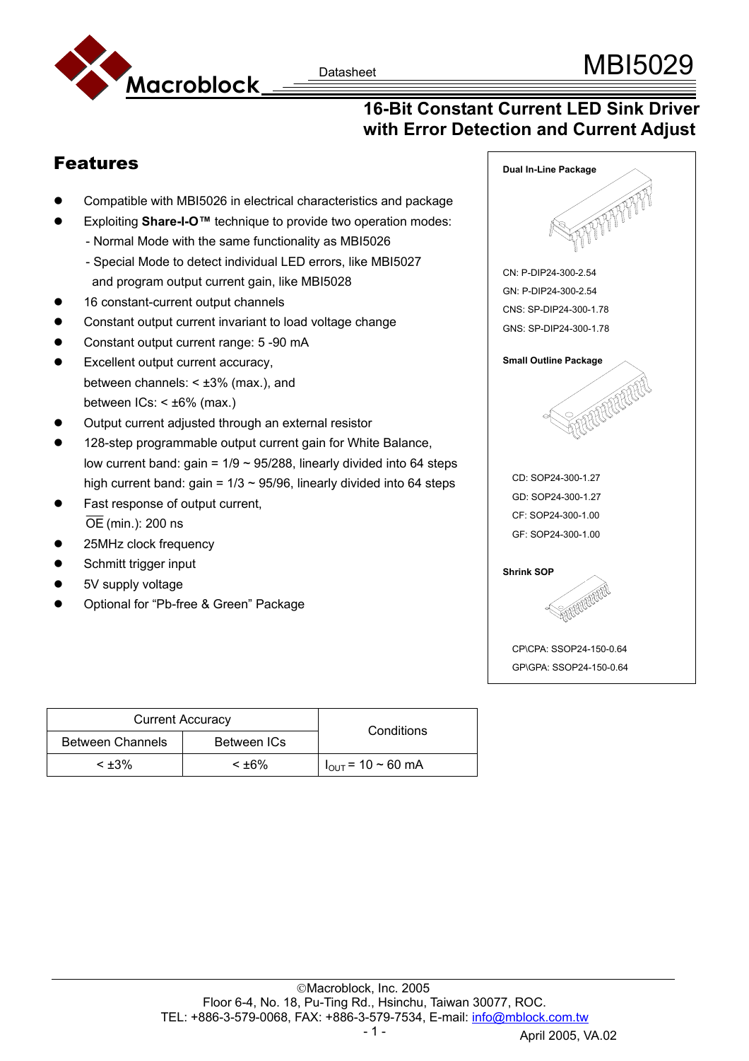# MBI5029

Datasheet

## 16-Bit Constant Current LED Sink Driver with Error Detection and Current Adjust

## Features

- Compatible with MBI5026 in electrical characteristics and package
- Exploiting **Share-I-O™** technique to provide two operation modes:
  - Normal Mode with the same functionality as MBI5026
  - Special Mode to detect individual LED errors, like MBI5027 and program output current gain, like MBI5028
- 16 constant-current output channels
- Constant output current invariant to load voltage change
- Constant output current range: 5 -90 mA
- Excellent output current accuracy, between channels: < ±3% (max.), and between ICs: < ±6% (max.)
- Output current adjusted through an external resistor
- 128-step programmable output current gain for White Balance, low current band: gain = 1/9 ~ 95/288, linearly divided into 64 steps high current band: gain = 1/3 ~ 95/96, linearly divided into 64 steps
- Fast response of output current, $\overline{OE}$ (min.): 200 ns
- 25MHz clock frequency
- Schmitt trigger input
- 5V supply voltage
- Optional for "Pb-free & Green" Package

**Dual In-Line Package**

CN: P-DIP24-300-2.54
GN: P-DIP24-300-2.54
CNS: SP-DIP24-300-1.78
GNS: SP-DIP24-300-1.78

**Small Outline Package**

CD: SOP24-300-1.27
GD: SOP24-300-1.27
CF: SOP24-300-1.00
GF: SOP24-300-1.00

**Shrink SOP**

CP\CPA: SSOP24-150-0.64
GP\GPA: SSOP24-150-0.64

| Current Accuracy | | Conditions |
|---|---|---|
| Between Channels | Between ICs | |
| < ±3% | < ±6% | $I_{OUT}$ = 10 ~ 60 mA |

©Macroblock, Inc. 2005
Floor 6-4, No. 18, Pu-Ting Rd., Hsinchu, Taiwan 30077, ROC.
TEL: +886-3-579-0068, FAX: +886-3-579-7534, E-mail: info@mblock.com.tw

April 2005, VA.02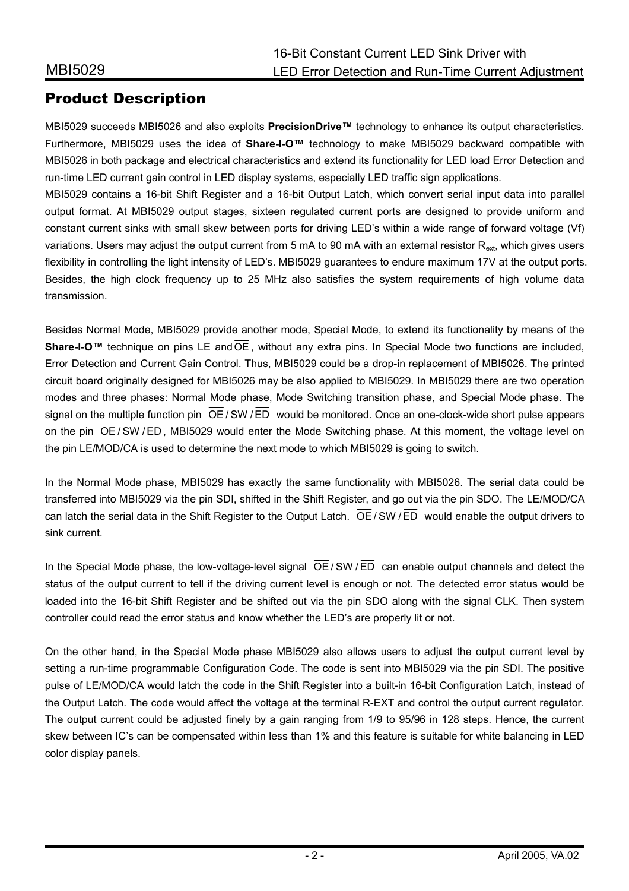## Product Description

MBI5029 succeeds MBI5026 and also exploits **PrecisionDrive™** technology to enhance its output characteristics. Furthermore, MBI5029 uses the idea of **Share-I-O™** technology to make MBI5029 backward compatible with MBI5026 in both package and electrical characteristics and extend its functionality for LED load Error Detection and run-time LED current gain control in LED display systems, especially LED traffic sign applications.

MBI5029 contains a 16-bit Shift Register and a 16-bit Output Latch, which convert serial input data into parallel output format. At MBI5029 output stages, sixteen regulated current ports are designed to provide uniform and constant current sinks with small skew between ports for driving LED's within a wide range of forward voltage (Vf) variations. Users may adjust the output current from 5 mA to 90 mA with an external resistor $R_{ext}$, which gives users flexibility in controlling the light intensity of LED's. MBI5029 guarantees to endure maximum 17V at the output ports. Besides, the high clock frequency up to 25 MHz also satisfies the system requirements of high volume data transmission.

Besides Normal Mode, MBI5029 provide another mode, Special Mode, to extend its functionality by means of the **Share-I-O™** technique on pins LE and $\overline{OE}$, without any extra pins. In Special Mode two functions are included, Error Detection and Current Gain Control. Thus, MBI5029 could be a drop-in replacement of MBI5026. The printed circuit board originally designed for MBI5026 may be also applied to MBI5029. In MBI5029 there are two operation modes and three phases: Normal Mode phase, Mode Switching transition phase, and Special Mode phase. The signal on the multiple function pin $\overline{OE}$/SW/$\overline{ED}$ would be monitored. Once an one-clock-wide short pulse appears on the pin $\overline{OE}$/SW/$\overline{ED}$, MBI5029 would enter the Mode Switching phase. At this moment, the voltage level on the pin LE/MOD/CA is used to determine the next mode to which MBI5029 is going to switch.

In the Normal Mode phase, MBI5029 has exactly the same functionality with MBI5026. The serial data could be transferred into MBI5029 via the pin SDI, shifted in the Shift Register, and go out via the pin SDO. The LE/MOD/CA can latch the serial data in the Shift Register to the Output Latch. $\overline{OE}$/SW/$\overline{ED}$ would enable the output drivers to sink current.

In the Special Mode phase, the low-voltage-level signal $\overline{OE}$/SW/$\overline{ED}$ can enable output channels and detect the status of the output current to tell if the driving current level is enough or not. The detected error status would be loaded into the 16-bit Shift Register and be shifted out via the pin SDO along with the signal CLK. Then system controller could read the error status and know whether the LED's are properly lit or not.

On the other hand, in the Special Mode phase MBI5029 also allows users to adjust the output current level by setting a run-time programmable Configuration Code. The code is sent into MBI5029 via the pin SDI. The positive pulse of LE/MOD/CA would latch the code in the Shift Register into a built-in 16-bit Configuration Latch, instead of the Output Latch. The code would affect the voltage at the terminal R-EXT and control the output current regulator. The output current could be adjusted finely by a gain ranging from 1/9 to 95/96 in 128 steps. Hence, the current skew between IC's can be compensated within less than 1% and this feature is suitable for white balancing in LED color display panels.